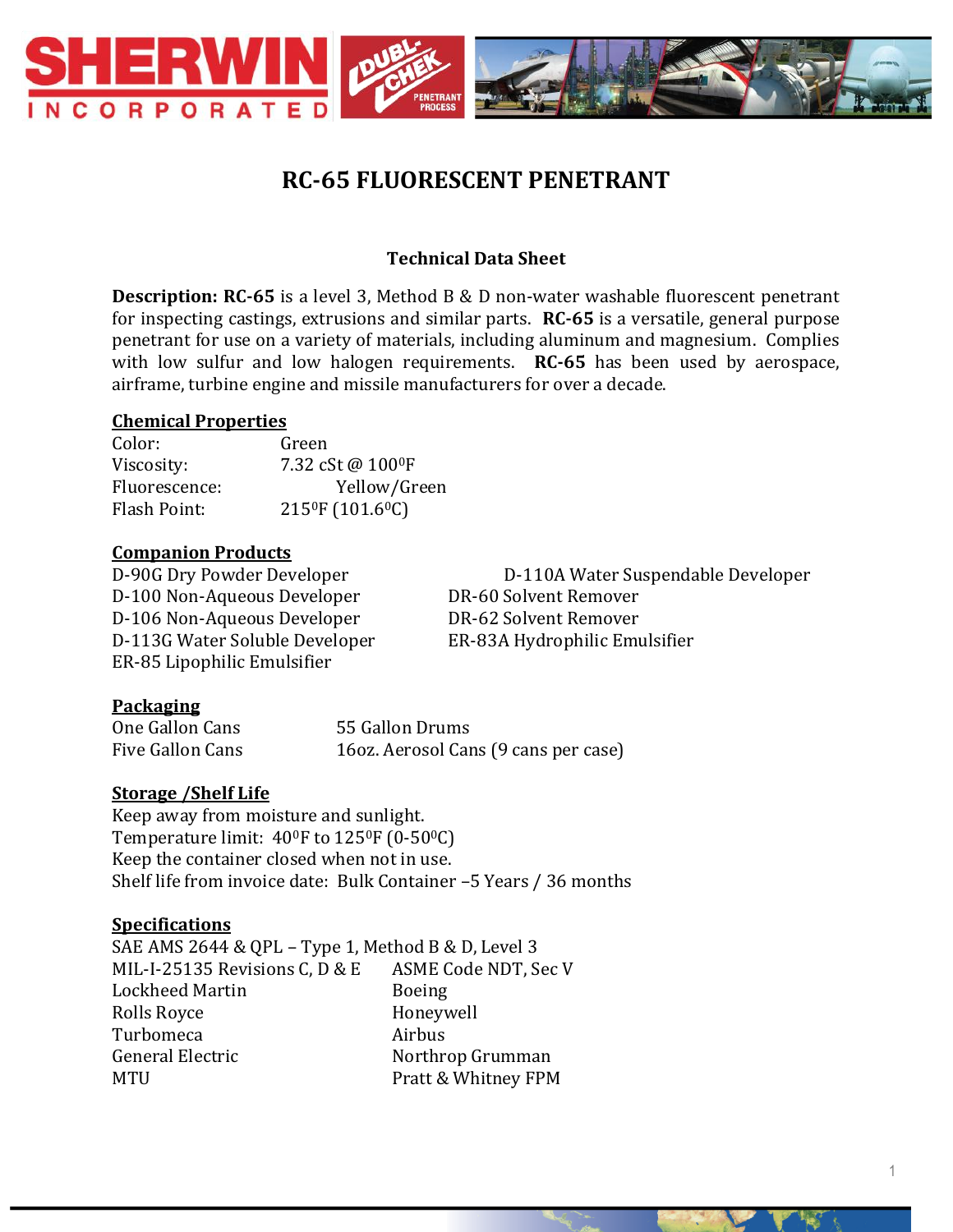# RC-65 FLUORESCENT PENETRANT

## Technical Data Sheet

**Description: RC-65** is a level 3, Method B & D non-water washable fluorescent penetrant for inspecting castings, extrusions and similar parts. **RC-65** is a versatile, general purpose penetrant for use on a variety of materials, including aluminum and magnesium. Complies with low sulfur and low halogen requirements. **RC-65** has been used by aerospace, airframe, turbine engine and missile manufacturers for over a decade.

### Chemical Properties

| | |
|---|---|
| Color: | Green |
| Viscosity: | 7.32 cSt @ 100$^0$F |
| Fluorescence: | Yellow/Green |
| Flash Point: | 215$^0$F (101.6$^0$C) |

### Companion Products

| | |
|---|---|
| D-90G Dry Powder Developer | D-110A Water Suspendable Developer |
| D-100 Non-Aqueous Developer | DR-60 Solvent Remover |
| D-106 Non-Aqueous Developer | DR-62 Solvent Remover |
| D-113G Water Soluble Developer | ER-83A Hydrophilic Emulsifier |
| ER-85 Lipophilic Emulsifier | |

### Packaging

| | |
|---|---|
| One Gallon Cans | 55 Gallon Drums |
| Five Gallon Cans | 16oz. Aerosol Cans (9 cans per case) |

### Storage /Shelf Life

Keep away from moisture and sunlight.
Temperature limit: 40$^0$F to 125$^0$F (0-50$^0$C)
Keep the container closed when not in use.
Shelf life from invoice date: Bulk Container –5 Years / 36 months

### Specifications

SAE AMS 2644 & QPL – Type 1, Method B & D, Level 3

| | |
|---|---|
| MIL-I-25135 Revisions C, D & E | ASME Code NDT, Sec V |
| Lockheed Martin | Boeing |
| Rolls Royce | Honeywell |
| Turbomeca | Airbus |
| General Electric | Northrop Grumman |
| MTU | Pratt & Whitney FPM |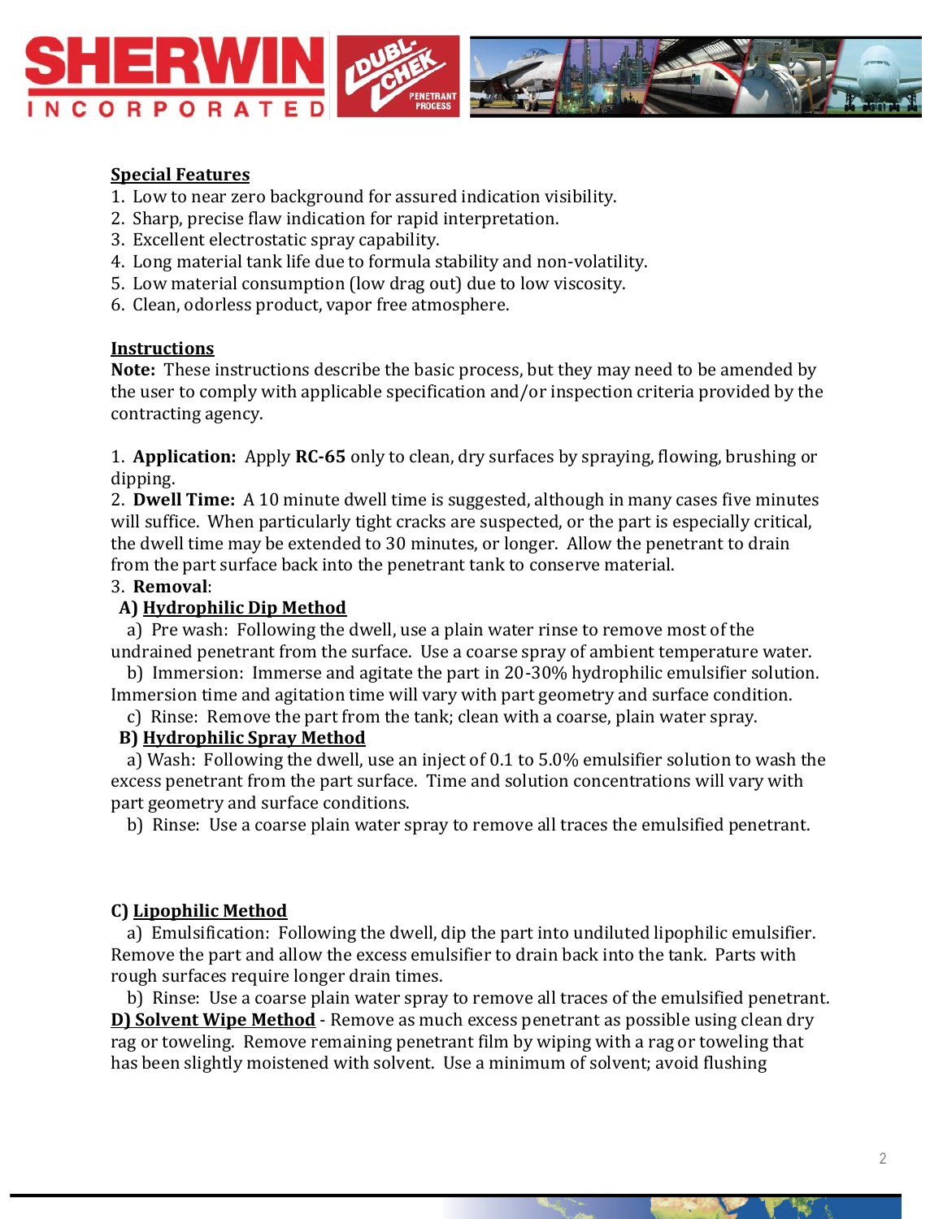**Special Features**

1. Low to near zero background for assured indication visibility.
2. Sharp, precise flaw indication for rapid interpretation.
3. Excellent electrostatic spray capability.
4. Long material tank life due to formula stability and non-volatility.
5. Low material consumption (low drag out) due to low viscosity.
6. Clean, odorless product, vapor free atmosphere.

**Instructions**

**Note:** These instructions describe the basic process, but they may need to be amended by the user to comply with applicable specification and/or inspection criteria provided by the contracting agency.

1. **Application:** Apply **RC-65** only to clean, dry surfaces by spraying, flowing, brushing or dipping.
2. **Dwell Time:** A 10 minute dwell time is suggested, although in many cases five minutes will suffice. When particularly tight cracks are suspected, or the part is especially critical, the dwell time may be extended to 30 minutes, or longer. Allow the penetrant to drain from the part surface back into the penetrant tank to conserve material.
3. **Removal**:

**A) Hydrophilic Dip Method**

a) Pre wash: Following the dwell, use a plain water rinse to remove most of the undrained penetrant from the surface. Use a coarse spray of ambient temperature water.

b) Immersion: Immerse and agitate the part in 20-30% hydrophilic emulsifier solution. Immersion time and agitation time will vary with part geometry and surface condition.

c) Rinse: Remove the part from the tank; clean with a coarse, plain water spray.

**B) Hydrophilic Spray Method**

a) Wash: Following the dwell, use an inject of 0.1 to 5.0% emulsifier solution to wash the excess penetrant from the part surface. Time and solution concentrations will vary with part geometry and surface conditions.

b) Rinse: Use a coarse plain water spray to remove all traces the emulsified penetrant.

**C) Lipophilic Method**

a) Emulsification: Following the dwell, dip the part into undiluted lipophilic emulsifier. Remove the part and allow the excess emulsifier to drain back into the tank. Parts with rough surfaces require longer drain times.

b) Rinse: Use a coarse plain water spray to remove all traces of the emulsified penetrant.

**D) Solvent Wipe Method** - Remove as much excess penetrant as possible using clean dry rag or toweling. Remove remaining penetrant film by wiping with a rag or toweling that has been slightly moistened with solvent. Use a minimum of solvent; avoid flushing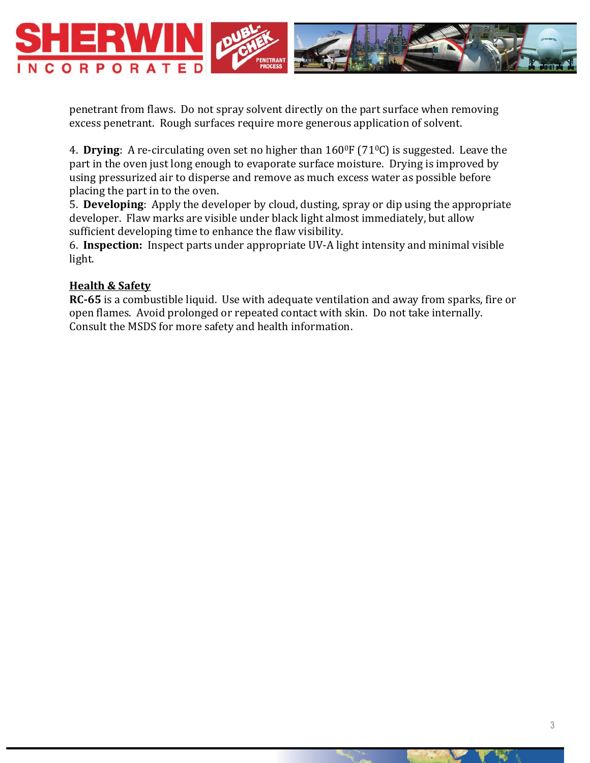penetrant from flaws. Do not spray solvent directly on the part surface when removing excess penetrant. Rough surfaces require more generous application of solvent.

4. **Drying**: A re-circulating oven set no higher than 160$^0$F (71$^0$C) is suggested. Leave the part in the oven just long enough to evaporate surface moisture. Drying is improved by using pressurized air to disperse and remove as much excess water as possible before placing the part in to the oven.

5. **Developing**: Apply the developer by cloud, dusting, spray or dip using the appropriate developer. Flaw marks are visible under black light almost immediately, but allow sufficient developing time to enhance the flaw visibility.

6. **Inspection:** Inspect parts under appropriate UV-A light intensity and minimal visible light.

**Health & Safety**

**RC-65** is a combustible liquid. Use with adequate ventilation and away from sparks, fire or open flames. Avoid prolonged or repeated contact with skin. Do not take internally. Consult the MSDS for more safety and health information.